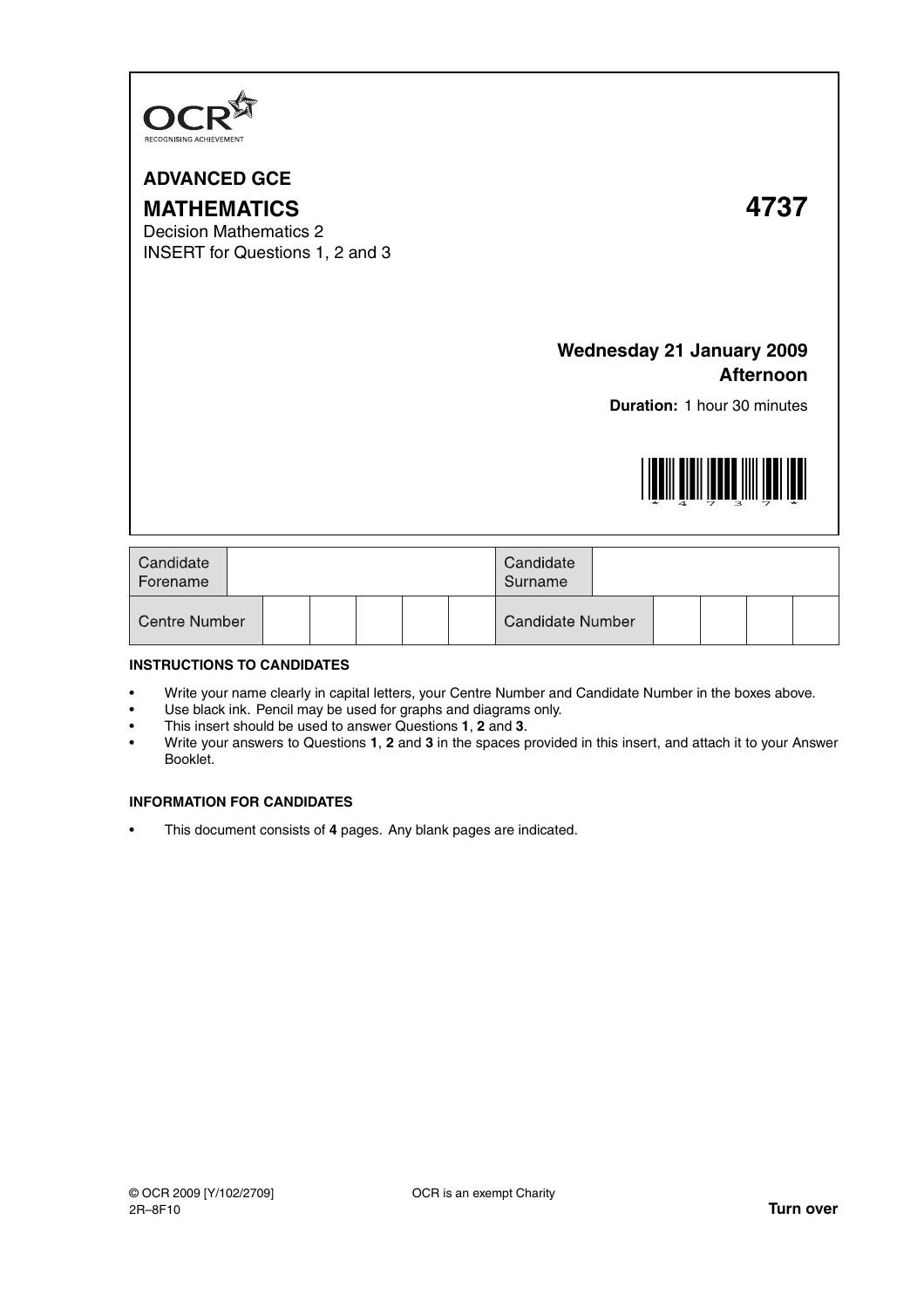OCR
RECOGNISING ACHIEVEMENT

# ADVANCED GCE

# MATHEMATICS 4737

Decision Mathematics 2

INSERT for Questions 1, 2 and 3

**Wednesday 21 January 2009**

**Afternoon**

**Duration:** 1 hour 30 minutes

| Candidate Forename | | Candidate Surname | |
|---|---|---|---|
| Centre Number | | Candidate Number | |

**INSTRUCTIONS TO CANDIDATES**

- Write your name clearly in capital letters, your Centre Number and Candidate Number in the boxes above.
- Use black ink. Pencil may be used for graphs and diagrams only.
- This insert should be used to answer Questions **1**, **2** and **3**.
- Write your answers to Questions **1**, **2** and **3** in the spaces provided in this insert, and attach it to your Answer Booklet.

**INFORMATION FOR CANDIDATES**

- This document consists of **4** pages. Any blank pages are indicated.

© OCR 2009 [Y/102/2709]
2R–8F10

OCR is an exempt Charity

**Turn over**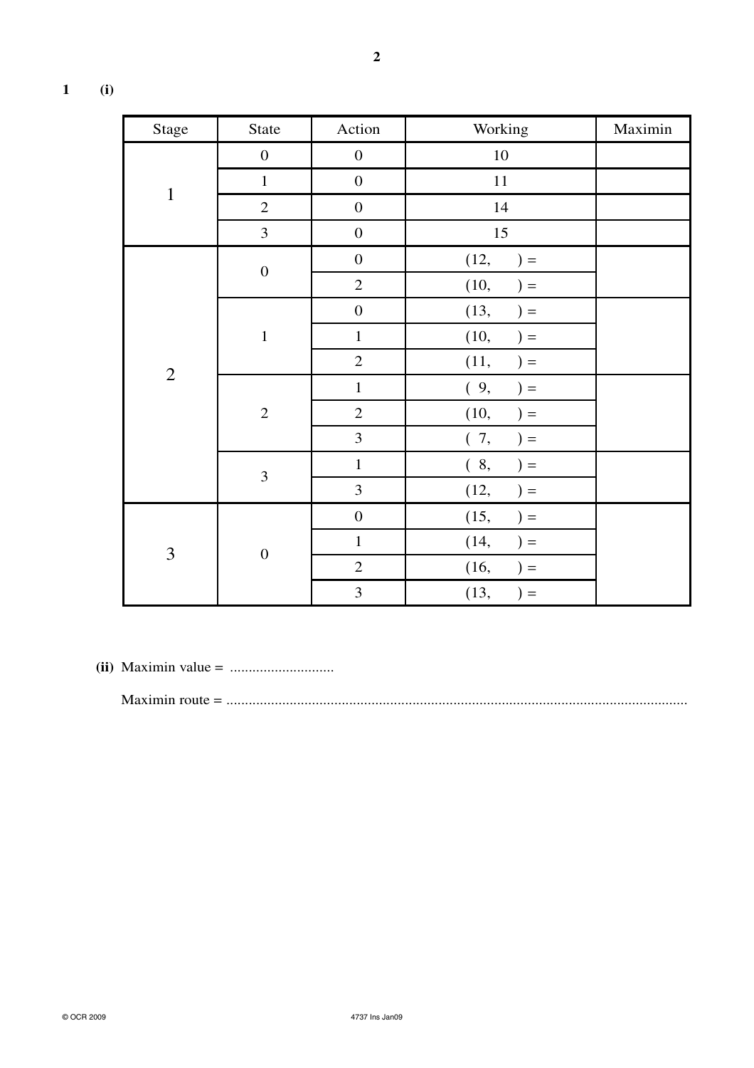**1 (i)**

| Stage | State | Action | Working | Maximin |
|---|---|---|---|---|
| 1 | 0 | 0 | 10 | |
| | 1 | 0 | 11 | |
| | 2 | 0 | 14 | |
| | 3 | 0 | 15 | |
| 2 | 0 | 0 | (12, ) = | |
| | | 2 | (10, ) = | |
| | 1 | 0 | (13, ) = | |
| | | 1 | (10, ) = | |
| | | 2 | (11, ) = | |
| | 2 | 1 | ( 9, ) = | |
| | | 2 | (10, ) = | |
| | | 3 | ( 7, ) = | |
| | 3 | 1 | ( 8, ) = | |
| | | 3 | (12, ) = | |
| 3 | 0 | 0 | (15, ) = | |
| | | 1 | (14, ) = | |
| | | 2 | (16, ) = | |
| | | 3 | (13, ) = | |

**(ii)** Maximin value = ............................

Maximin route = ...........................................................................................................................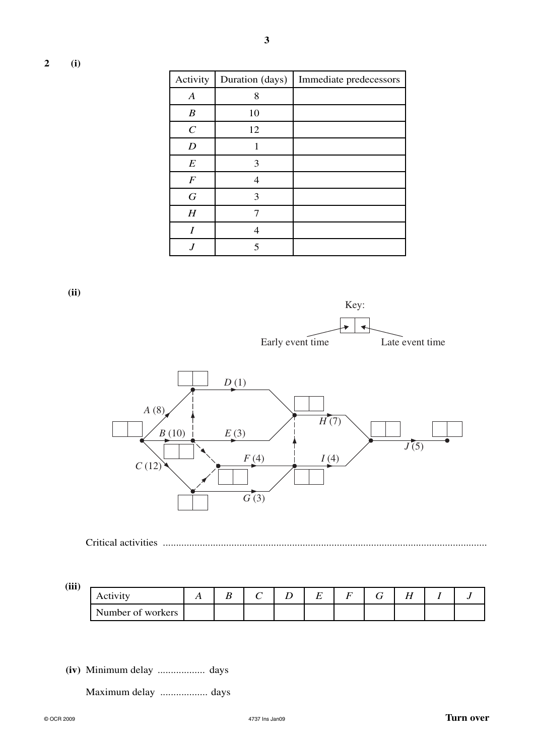**2 (i)**

| Activity | Duration (days) | Immediate predecessors |
|---|---|---|
| $A$ | 8 | |
| $B$ | 10 | |
| $C$ | 12 | |
| $D$ | 1 | |
| $E$ | 3 | |
| $F$ | 4 | |
| $G$ | 3 | |
| $H$ | 7 | |
| $I$ | 4 | |
| $J$ | 5 | |

**(ii)**

Key: Early event time | Late event time

$A$ (8), $B$ (10), $C$ (12), $D$ (1), $E$ (3), $F$ (4), $G$ (3), $H$ (7), $I$ (4), $J$ (5)

Critical activities ..........................................................................................................................

**(iii)**

| Activity | $A$ | $B$ | $C$ | $D$ | $E$ | $F$ | $G$ | $H$ | $I$ | $J$ |
|---|---|---|---|---|---|---|---|---|---|---|
| Number of workers | | | | | | | | | | |

**(iv)** Minimum delay .................. days

Maximum delay .................. days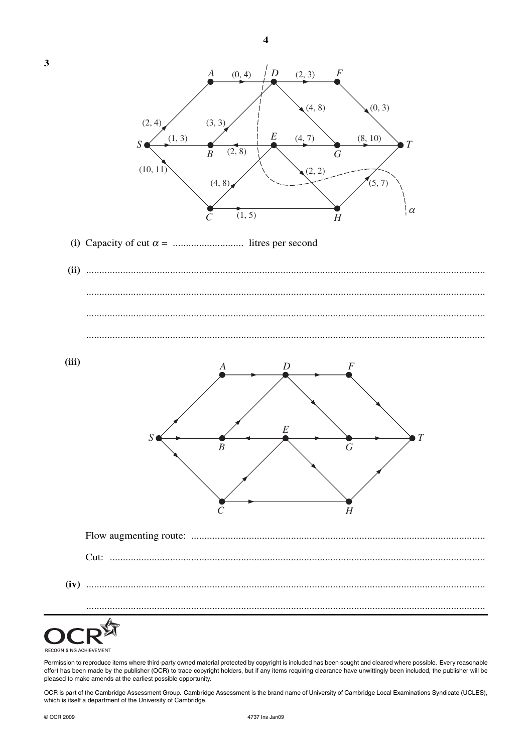3

A (0, 4) D (2, 3) F

(4, 8) (0, 3)

(2, 4) (3, 3)

S (1, 3) B (2, 8) E (4, 7) G (8, 10) T

(10, 11) (2, 2)

(4, 8) (5, 7)

C (1, 5) H $\alpha$

**(i)** Capacity of cut $\alpha$ = .......................... litres per second

**(ii)** ..........................................................................................................................................

..........................................................................................................................................

..........................................................................................................................................

..........................................................................................................................................

**(iii)**

A D F

S B E G T

C H

Flow augmenting route: ..........................................................................................................

Cut: ..........................................................................................................................................

**(iv)** ..........................................................................................................................................

..........................................................................................................................................

Permission to reproduce items where third-party owned material protected by copyright is included has been sought and cleared where possible. Every reasonable effort has been made by the publisher (OCR) to trace copyright holders, but if any items requiring clearance have unwittingly been included, the publisher will be pleased to make amends at the earliest possible opportunity.

OCR is part of the Cambridge Assessment Group. Cambridge Assessment is the brand name of University of Cambridge Local Examinations Syndicate (UCLES), which is itself a department of the University of Cambridge.

© OCR 2009 4737 Ins Jan09